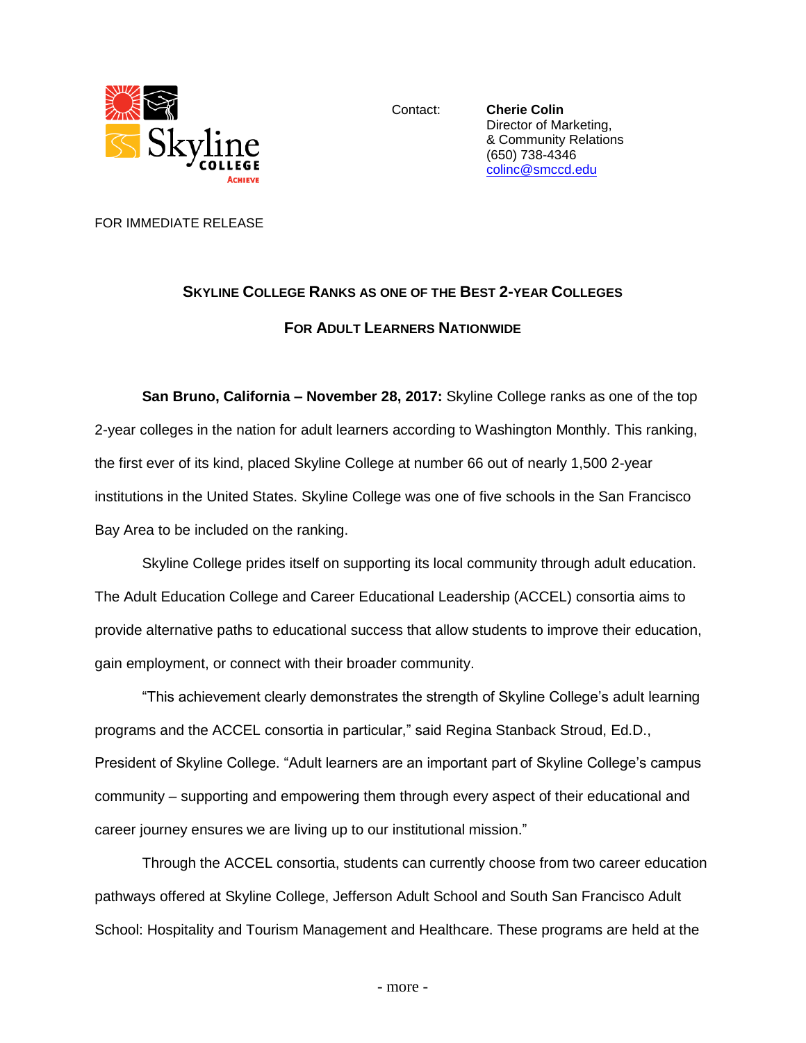Contact: **Cherie Colin**
Director of Marketing,
& Community Relations
(650) 738-4346
colinc@smccd.edu

FOR IMMEDIATE RELEASE

## SKYLINE COLLEGE RANKS AS ONE OF THE BEST 2-YEAR COLLEGES FOR ADULT LEARNERS NATIONWIDE

**San Bruno, California – November 28, 2017:** Skyline College ranks as one of the top 2-year colleges in the nation for adult learners according to Washington Monthly. This ranking, the first ever of its kind, placed Skyline College at number 66 out of nearly 1,500 2-year institutions in the United States. Skyline College was one of five schools in the San Francisco Bay Area to be included on the ranking.

Skyline College prides itself on supporting its local community through adult education. The Adult Education College and Career Educational Leadership (ACCEL) consortia aims to provide alternative paths to educational success that allow students to improve their education, gain employment, or connect with their broader community.

"This achievement clearly demonstrates the strength of Skyline College's adult learning programs and the ACCEL consortia in particular," said Regina Stanback Stroud, Ed.D., President of Skyline College. "Adult learners are an important part of Skyline College's campus community – supporting and empowering them through every aspect of their educational and career journey ensures we are living up to our institutional mission."

Through the ACCEL consortia, students can currently choose from two career education pathways offered at Skyline College, Jefferson Adult School and South San Francisco Adult School: Hospitality and Tourism Management and Healthcare. These programs are held at the

- more -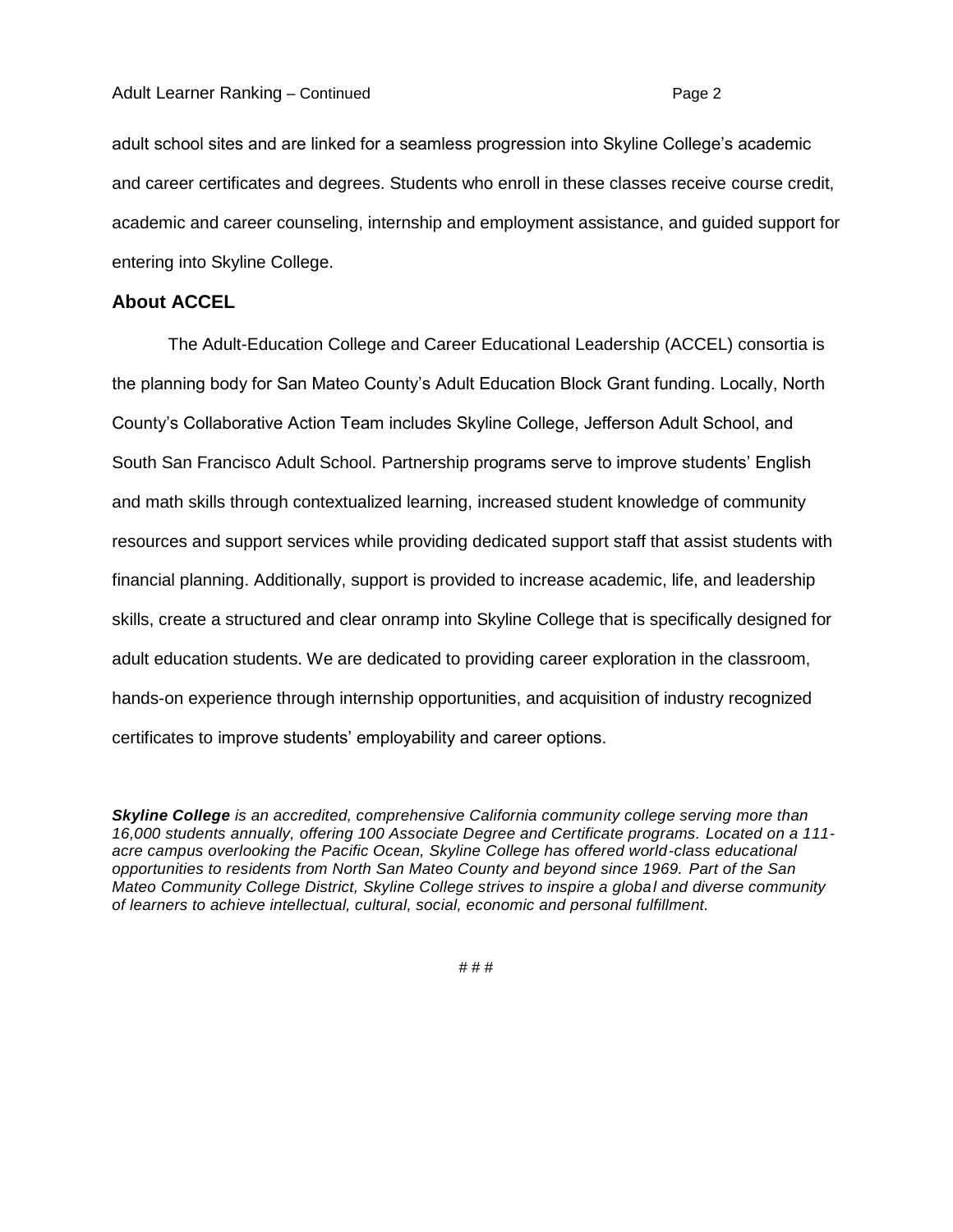adult school sites and are linked for a seamless progression into Skyline College's academic and career certificates and degrees. Students who enroll in these classes receive course credit, academic and career counseling, internship and employment assistance, and guided support for entering into Skyline College.

## About ACCEL

The Adult-Education College and Career Educational Leadership (ACCEL) consortia is the planning body for San Mateo County's Adult Education Block Grant funding. Locally, North County's Collaborative Action Team includes Skyline College, Jefferson Adult School, and South San Francisco Adult School. Partnership programs serve to improve students' English and math skills through contextualized learning, increased student knowledge of community resources and support services while providing dedicated support staff that assist students with financial planning. Additionally, support is provided to increase academic, life, and leadership skills, create a structured and clear onramp into Skyline College that is specifically designed for adult education students. We are dedicated to providing career exploration in the classroom, hands-on experience through internship opportunities, and acquisition of industry recognized certificates to improve students' employability and career options.

***Skyline College** is an accredited, comprehensive California community college serving more than 16,000 students annually, offering 100 Associate Degree and Certificate programs. Located on a 111-acre campus overlooking the Pacific Ocean, Skyline College has offered world-class educational opportunities to residents from North San Mateo County and beyond since 1969. Part of the San Mateo Community College District, Skyline College strives to inspire a global and diverse community of learners to achieve intellectual, cultural, social, economic and personal fulfillment.*

# # #